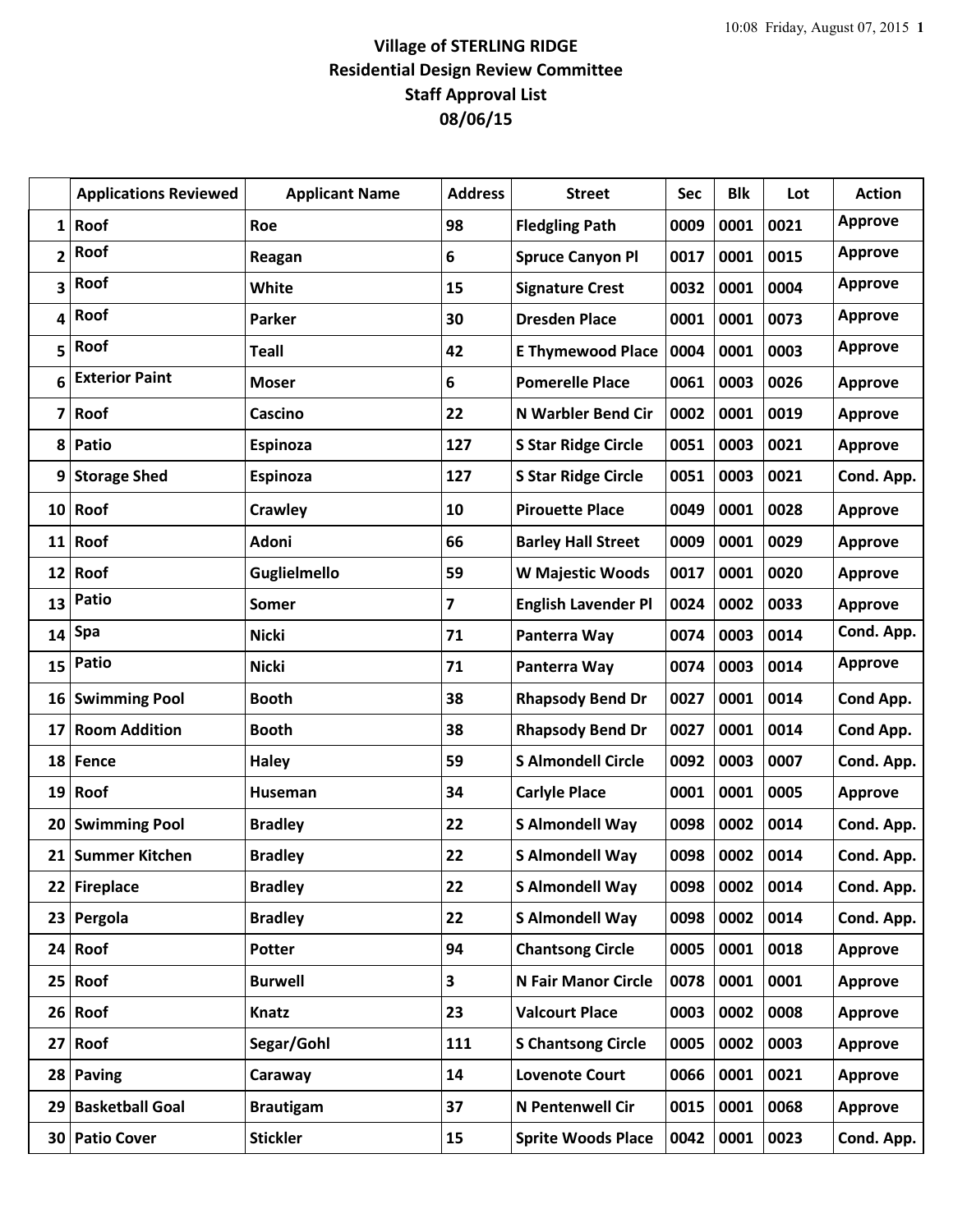**Village of STERLING RIDGE**
**Residential Design Review Committee**
**Staff Approval List**
**08/06/15**

| | Applications Reviewed | Applicant Name | Address | Street | Sec | Blk | Lot | Action |
|---|---|---|---|---|---|---|---|---|
| 1 | Roof | Roe | 98 | Fledgling Path | 0009 | 0001 | 0021 | Approve |
| 2 | Roof | Reagan | 6 | Spruce Canyon Pl | 0017 | 0001 | 0015 | Approve |
| 3 | Roof | White | 15 | Signature Crest | 0032 | 0001 | 0004 | Approve |
| 4 | Roof | Parker | 30 | Dresden Place | 0001 | 0001 | 0073 | Approve |
| 5 | Roof | Teall | 42 | E Thymewood Place | 0004 | 0001 | 0003 | Approve |
| 6 | Exterior Paint | Moser | 6 | Pomerelle Place | 0061 | 0003 | 0026 | Approve |
| 7 | Roof | Cascino | 22 | N Warbler Bend Cir | 0002 | 0001 | 0019 | Approve |
| 8 | Patio | Espinoza | 127 | S Star Ridge Circle | 0051 | 0003 | 0021 | Approve |
| 9 | Storage Shed | Espinoza | 127 | S Star Ridge Circle | 0051 | 0003 | 0021 | Cond. App. |
| 10 | Roof | Crawley | 10 | Pirouette Place | 0049 | 0001 | 0028 | Approve |
| 11 | Roof | Adoni | 66 | Barley Hall Street | 0009 | 0001 | 0029 | Approve |
| 12 | Roof | Guglielmello | 59 | W Majestic Woods | 0017 | 0001 | 0020 | Approve |
| 13 | Patio | Somer | 7 | English Lavender Pl | 0024 | 0002 | 0033 | Approve |
| 14 | Spa | Nicki | 71 | Panterra Way | 0074 | 0003 | 0014 | Cond. App. |
| 15 | Patio | Nicki | 71 | Panterra Way | 0074 | 0003 | 0014 | Approve |
| 16 | Swimming Pool | Booth | 38 | Rhapsody Bend Dr | 0027 | 0001 | 0014 | Cond App. |
| 17 | Room Addition | Booth | 38 | Rhapsody Bend Dr | 0027 | 0001 | 0014 | Cond App. |
| 18 | Fence | Haley | 59 | S Almondell Circle | 0092 | 0003 | 0007 | Cond. App. |
| 19 | Roof | Huseman | 34 | Carlyle Place | 0001 | 0001 | 0005 | Approve |
| 20 | Swimming Pool | Bradley | 22 | S Almondell Way | 0098 | 0002 | 0014 | Cond. App. |
| 21 | Summer Kitchen | Bradley | 22 | S Almondell Way | 0098 | 0002 | 0014 | Cond. App. |
| 22 | Fireplace | Bradley | 22 | S Almondell Way | 0098 | 0002 | 0014 | Cond. App. |
| 23 | Pergola | Bradley | 22 | S Almondell Way | 0098 | 0002 | 0014 | Cond. App. |
| 24 | Roof | Potter | 94 | Chantsong Circle | 0005 | 0001 | 0018 | Approve |
| 25 | Roof | Burwell | 3 | N Fair Manor Circle | 0078 | 0001 | 0001 | Approve |
| 26 | Roof | Knatz | 23 | Valcourt Place | 0003 | 0002 | 0008 | Approve |
| 27 | Roof | Segar/Gohl | 111 | S Chantsong Circle | 0005 | 0002 | 0003 | Approve |
| 28 | Paving | Caraway | 14 | Lovenote Court | 0066 | 0001 | 0021 | Approve |
| 29 | Basketball Goal | Brautigam | 37 | N Pentenwell Cir | 0015 | 0001 | 0068 | Approve |
| 30 | Patio Cover | Stickler | 15 | Sprite Woods Place | 0042 | 0001 | 0023 | Cond. App. |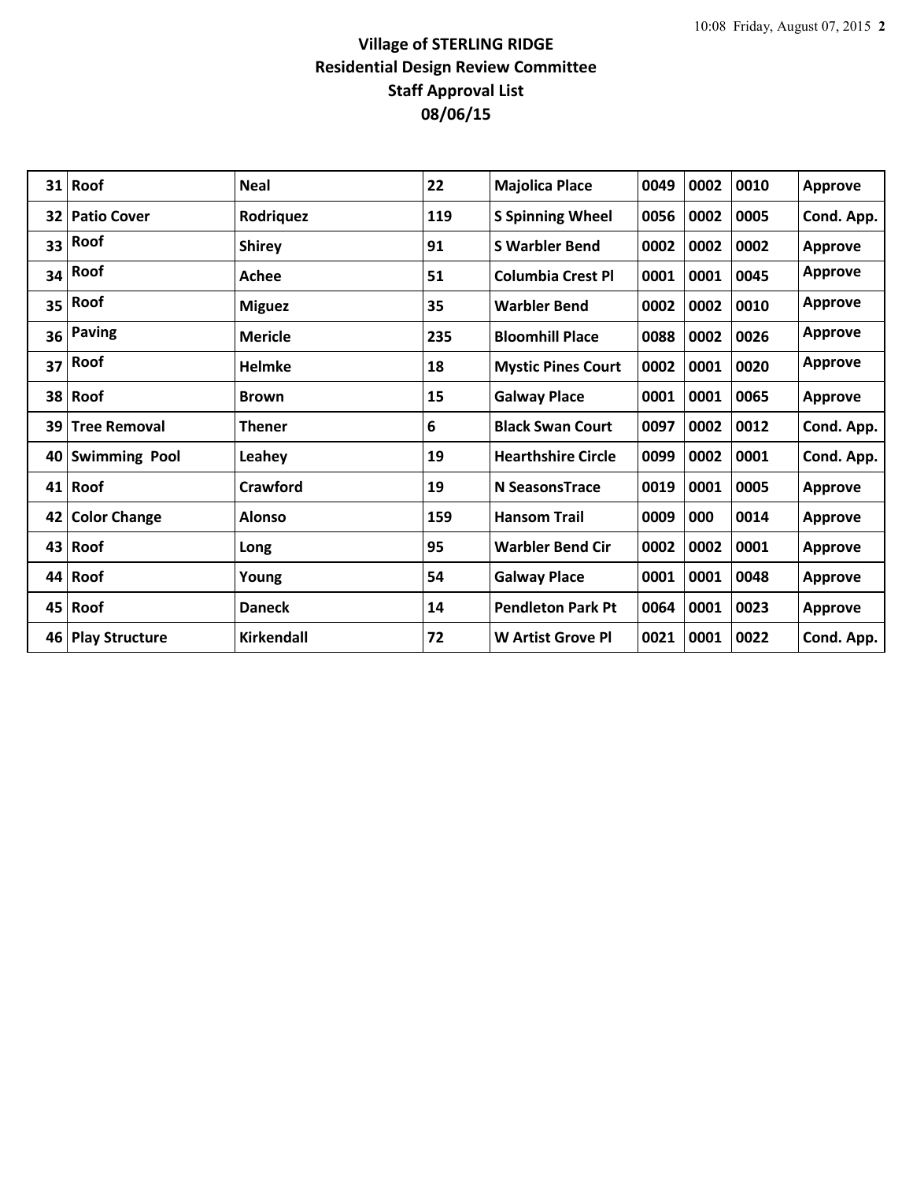**Village of STERLING RIDGE**
**Residential Design Review Committee**
**Staff Approval List**
**08/06/15**

| | | | | | | | | |
|---|---|---|---|---|---|---|---|---|
| 31 | Roof | Neal | 22 | Majolica Place | 0049 | 0002 | 0010 | Approve |
| 32 | Patio Cover | Rodriquez | 119 | S Spinning Wheel | 0056 | 0002 | 0005 | Cond. App. |
| 33 | Roof | Shirey | 91 | S Warbler Bend | 0002 | 0002 | 0002 | Approve |
| 34 | Roof | Achee | 51 | Columbia Crest Pl | 0001 | 0001 | 0045 | Approve |
| 35 | Roof | Miguez | 35 | Warbler Bend | 0002 | 0002 | 0010 | Approve |
| 36 | Paving | Mericle | 235 | Bloomhill Place | 0088 | 0002 | 0026 | Approve |
| 37 | Roof | Helmke | 18 | Mystic Pines Court | 0002 | 0001 | 0020 | Approve |
| 38 | Roof | Brown | 15 | Galway Place | 0001 | 0001 | 0065 | Approve |
| 39 | Tree Removal | Thener | 6 | Black Swan Court | 0097 | 0002 | 0012 | Cond. App. |
| 40 | Swimming Pool | Leahey | 19 | Hearthshire Circle | 0099 | 0002 | 0001 | Cond. App. |
| 41 | Roof | Crawford | 19 | N SeasonsTrace | 0019 | 0001 | 0005 | Approve |
| 42 | Color Change | Alonso | 159 | Hansom Trail | 0009 | 000 | 0014 | Approve |
| 43 | Roof | Long | 95 | Warbler Bend Cir | 0002 | 0002 | 0001 | Approve |
| 44 | Roof | Young | 54 | Galway Place | 0001 | 0001 | 0048 | Approve |
| 45 | Roof | Daneck | 14 | Pendleton Park Pt | 0064 | 0001 | 0023 | Approve |
| 46 | Play Structure | Kirkendall | 72 | W Artist Grove Pl | 0021 | 0001 | 0022 | Cond. App. |